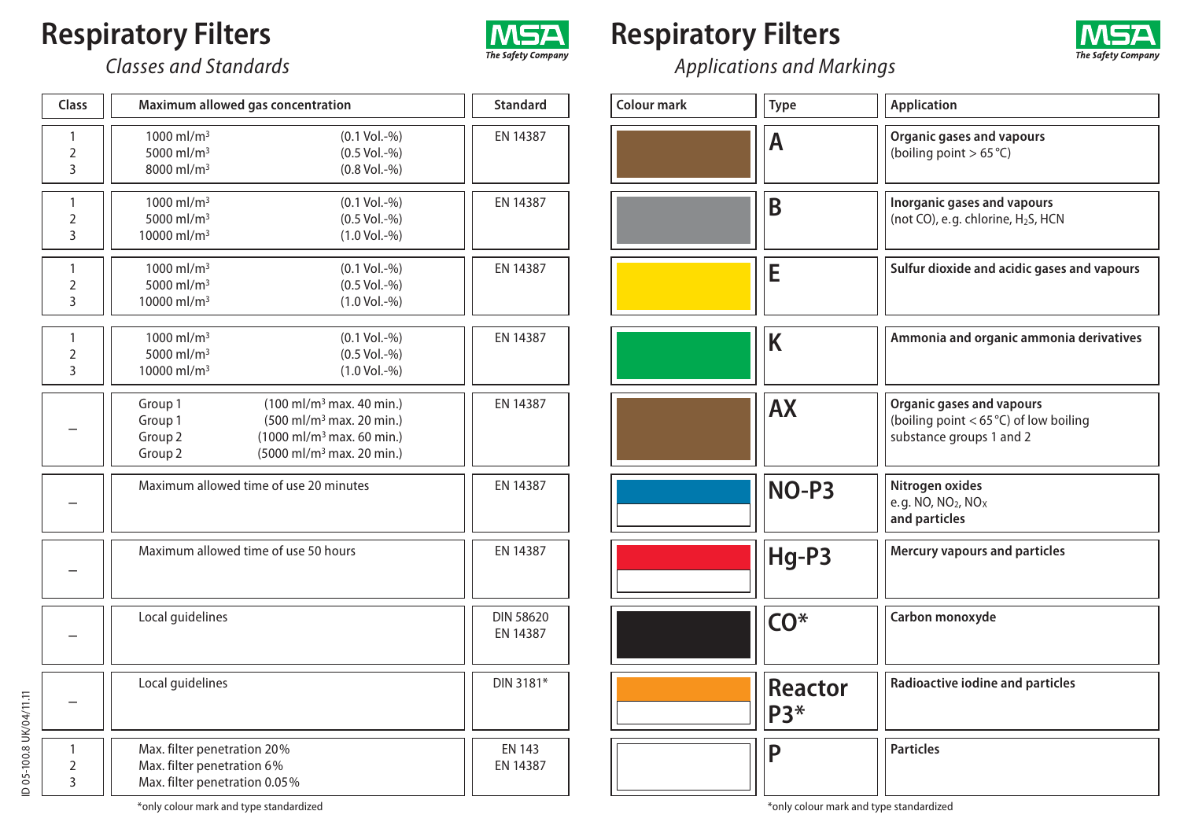# Respiratory Filters

*Classes and Standards*

| Class | Maximum allowed gas concentration | | Standard |
|---|---|---|---|
| 1<br>2<br>3 | 1000 ml/m³<br>5000 ml/m³<br>8000 ml/m³ | (0.1 Vol.-%)<br>(0.5 Vol.-%)<br>(0.8 Vol.-%) | EN 14387 |
| 1<br>2<br>3 | 1000 ml/m³<br>5000 ml/m³<br>10000 ml/m³ | (0.1 Vol.-%)<br>(0.5 Vol.-%)<br>(1.0 Vol.-%) | EN 14387 |
| 1<br>2<br>3 | 1000 ml/m³<br>5000 ml/m³<br>10000 ml/m³ | (0.1 Vol.-%)<br>(0.5 Vol.-%)<br>(1.0 Vol.-%) | EN 14387 |
| 1<br>2<br>3 | 1000 ml/m³<br>5000 ml/m³<br>10000 ml/m³ | (0.1 Vol.-%)<br>(0.5 Vol.-%)<br>(1.0 Vol.-%) | EN 14387 |
| – | Group 1<br>Group 1<br>Group 2<br>Group 2 | (100 ml/m³ max. 40 min.)<br>(500 ml/m³ max. 20 min.)<br>(1000 ml/m³ max. 60 min.)<br>(5000 ml/m³ max. 20 min.) | EN 14387 |
| – | Maximum allowed time of use 20 minutes | | EN 14387 |
| – | Maximum allowed time of use 50 hours | | EN 14387 |
| – | Local guidelines | | DIN 58620<br>EN 14387 |
| – | Local guidelines | | DIN 3181* |
| 1<br>2<br>3 | Max. filter penetration 20%<br>Max. filter penetration 6%<br>Max. filter penetration 0.05% | | EN 143<br>EN 14387 |

*only colour mark and type standardized

# Respiratory Filters

*Applications and Markings*

| Colour mark | Type | Application |
|---|---|---|
| Brown | **A** | **Organic gases and vapours**<br>(boiling point > 65 °C) |
| Grey | **B** | **Inorganic gases and vapours**<br>(not CO), e.g. chlorine, $H_2S$, HCN |
| Yellow | **E** | **Sulfur dioxide and acidic gases and vapours** |
| Green | **K** | **Ammonia and organic ammonia derivatives** |
| Brown | **AX** | **Organic gases and vapours**<br>(boiling point < 65 °C) of low boiling substance groups 1 and 2 |
| Blue / White | **NO-P3** | **Nitrogen oxides**<br>e.g. NO, $NO_2$, $NO_X$<br>**and particles** |
| Red / White | **Hg-P3** | **Mercury vapours and particles** |
| Black | **CO*** | **Carbon monoxyde** |
| Orange / White | **Reactor P3*** | **Radioactive iodine and particles** |
| White | **P** | **Particles** |

*only colour mark and type standardized

ID 05-100.8 UK/04/11.11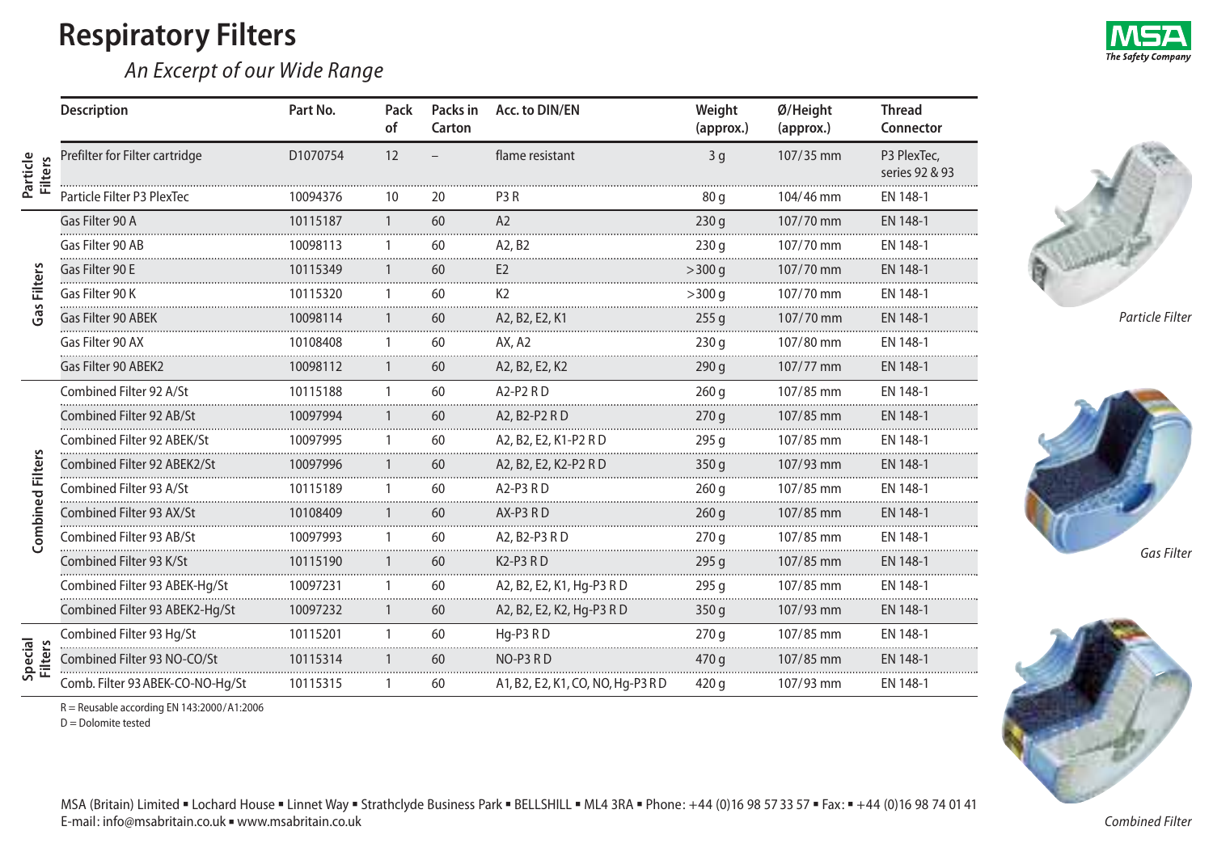# Respiratory Filters

*An Excerpt of our Wide Range*

| | Description | Part No. | Pack of | Packs in Carton | Acc. to DIN/EN | Weight (approx.) | Ø/Height (approx.) | Thread Connector |
|---|---|---|---|---|---|---|---|---|
| Particle Filters | Prefilter for Filter cartridge | D1070754 | 12 | – | flame resistant | 3 g | 107/35 mm | P3 PlexTec, series 92 & 93 |
| | Particle Filter P3 PlexTec | 10094376 | 10 | 20 | P3 R | 80 g | 104/46 mm | EN 148-1 |
| Gas Filters | Gas Filter 90 A | 10115187 | 1 | 60 | A2 | 230 g | 107/70 mm | EN 148-1 |
| | Gas Filter 90 AB | 10098113 | 1 | 60 | A2, B2 | 230 g | 107/70 mm | EN 148-1 |
| | Gas Filter 90 E | 10115349 | 1 | 60 | E2 | >300 g | 107/70 mm | EN 148-1 |
| | Gas Filter 90 K | 10115320 | 1 | 60 | K2 | >300 g | 107/70 mm | EN 148-1 |
| | Gas Filter 90 ABEK | 10098114 | 1 | 60 | A2, B2, E2, K1 | 255 g | 107/70 mm | EN 148-1 |
| | Gas Filter 90 AX | 10108408 | 1 | 60 | AX, A2 | 230 g | 107/80 mm | EN 148-1 |
| | Gas Filter 90 ABEK2 | 10098112 | 1 | 60 | A2, B2, E2, K2 | 290 g | 107/77 mm | EN 148-1 |
| Combined Filters | Combined Filter 92 A/St | 10115188 | 1 | 60 | A2-P2 R D | 260 g | 107/85 mm | EN 148-1 |
| | Combined Filter 92 AB/St | 10097994 | 1 | 60 | A2, B2-P2 R D | 270 g | 107/85 mm | EN 148-1 |
| | Combined Filter 92 ABEK/St | 10097995 | 1 | 60 | A2, B2, E2, K1-P2 R D | 295 g | 107/85 mm | EN 148-1 |
| | Combined Filter 92 ABEK2/St | 10097996 | 1 | 60 | A2, B2, E2, K2-P2 R D | 350 g | 107/93 mm | EN 148-1 |
| | Combined Filter 93 A/St | 10115189 | 1 | 60 | A2-P3 R D | 260 g | 107/85 mm | EN 148-1 |
| | Combined Filter 93 AX/St | 10108409 | 1 | 60 | AX-P3 R D | 260 g | 107/85 mm | EN 148-1 |
| | Combined Filter 93 AB/St | 10097993 | 1 | 60 | A2, B2-P3 R D | 270 g | 107/85 mm | EN 148-1 |
| | Combined Filter 93 K/St | 10115190 | 1 | 60 | K2-P3 R D | 295 g | 107/85 mm | EN 148-1 |
| | Combined Filter 93 ABEK-Hg/St | 10097231 | 1 | 60 | A2, B2, E2, K1, Hg-P3 R D | 295 g | 107/85 mm | EN 148-1 |
| | Combined Filter 93 ABEK2-Hg/St | 10097232 | 1 | 60 | A2, B2, E2, K2, Hg-P3 R D | 350 g | 107/93 mm | EN 148-1 |
| Special Filters | Combined Filter 93 Hg/St | 10115201 | 1 | 60 | Hg-P3 R D | 270 g | 107/85 mm | EN 148-1 |
| | Combined Filter 93 NO-CO/St | 10115314 | 1 | 60 | NO-P3 R D | 470 g | 107/85 mm | EN 148-1 |
| | Comb. Filter 93 ABEK-CO-NO-Hg/St | 10115315 | 1 | 60 | A1, B2, E2, K1, CO, NO, Hg-P3 R D | 420 g | 107/93 mm | EN 148-1 |

R = Reusable according EN 143:2000/A1:2006
D = Dolomite tested

*Particle Filter*

*Gas Filter*

*Combined Filter*

MSA (Britain) Limited ▪ Lochard House ▪ Linnet Way ▪ Strathclyde Business Park ▪ BELLSHILL ▪ ML4 3RA ▪ Phone: +44 (0)16 98 57 33 57 ▪ Fax: ▪ +44 (0)16 98 74 01 41
E-mail: info@msabritain.co.uk ▪ www.msabritain.co.uk